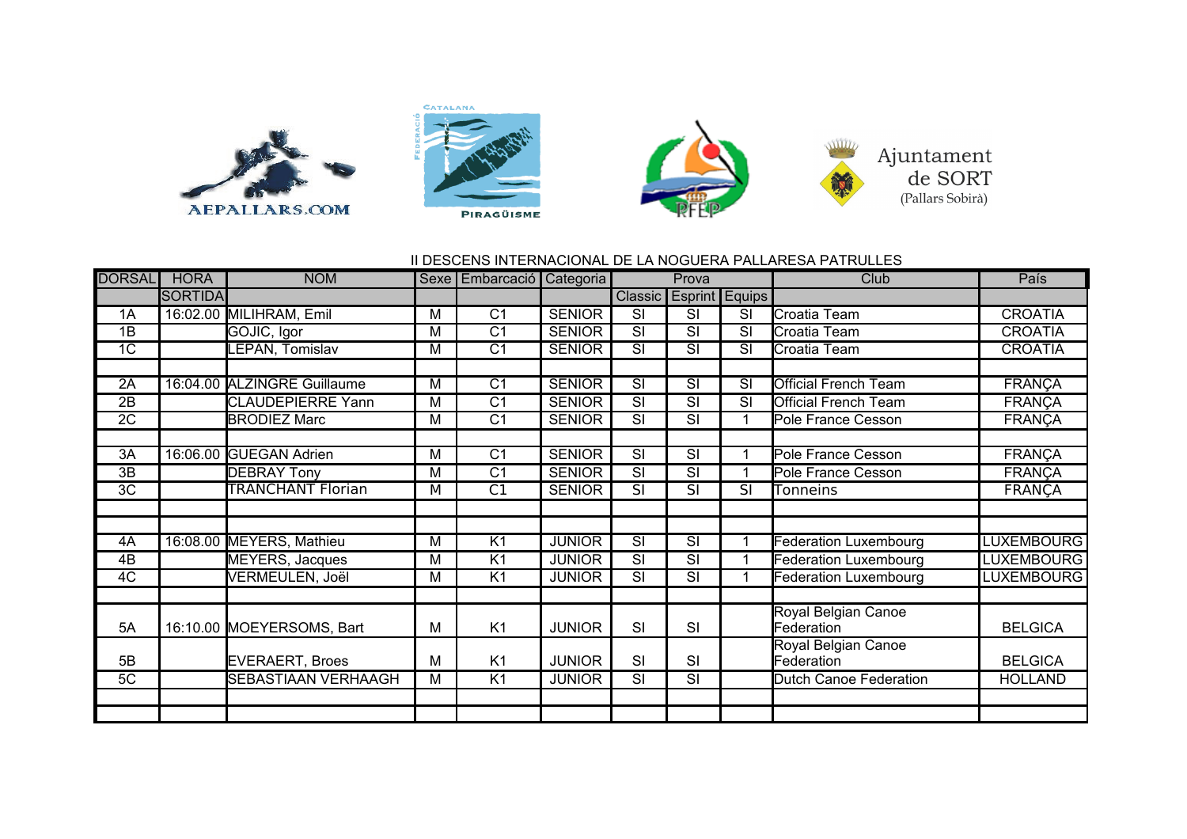AEPALLARS.COM

FEDERACIÓ CATALANA PIRAGÜISME

RFEP

Ajuntament de SORT (Pallars Sobirà)

## II DESCENS INTERNACIONAL DE LA NOGUERA PALLARESA PATRULLES

| DORSAL | HORA | NOM | Sexe | Embarcació | Categoria | Prova | | | Club | País |
|---|---|---|---|---|---|---|---|---|---|---|
| | SORTIDA | | | | | Classic | Esprint | Equips | | |
| 1A | 16:02.00 | MILIHRAM, Emil | M | C1 | SENIOR | SI | SI | SI | Croatia Team | CROATIA |
| 1B | | GOJIC, Igor | M | C1 | SENIOR | SI | SI | SI | Croatia Team | CROATIA |
| 1C | | LEPAN, Tomislav | M | C1 | SENIOR | SI | SI | SI | Croatia Team | CROATIA |
| | | | | | | | | | | |
| 2A | 16:04.00 | ALZINGRE Guillaume | M | C1 | SENIOR | SI | SI | SI | Official French Team | FRANÇA |
| 2B | | CLAUDEPIERRE Yann | M | C1 | SENIOR | SI | SI | SI | Official French Team | FRANÇA |
| 2C | | BRODIEZ Marc | M | C1 | SENIOR | SI | SI | 1 | Pole France Cesson | FRANÇA |
| | | | | | | | | | | |
| 3A | 16:06.00 | GUEGAN Adrien | M | C1 | SENIOR | SI | SI | 1 | Pole France Cesson | FRANÇA |
| 3B | | DEBRAY Tony | M | C1 | SENIOR | SI | SI | 1 | Pole France Cesson | FRANÇA |
| 3C | | TRANCHANT Florian | M | C1 | SENIOR | SI | SI | SI | Tonneins | FRANÇA |
| | | | | | | | | | | |
| | | | | | | | | | | |
| 4A | 16:08.00 | MEYERS, Mathieu | M | K1 | JUNIOR | SI | SI | 1 | Federation Luxembourg | LUXEMBOURG |
| 4B | | MEYERS, Jacques | M | K1 | JUNIOR | SI | SI | 1 | Federation Luxembourg | LUXEMBOURG |
| 4C | | VERMEULEN, Joël | M | K1 | JUNIOR | SI | SI | 1 | Federation Luxembourg | LUXEMBOURG |
| | | | | | | | | | | |
| 5A | 16:10.00 | MOEYERSOMS, Bart | M | K1 | JUNIOR | SI | SI | | Royal Belgian Canoe Federation | BELGICA |
| 5B | | EVERAERT, Broes | M | K1 | JUNIOR | SI | SI | | Royal Belgian Canoe Federation | BELGICA |
| 5C | | SEBASTIAAN VERHAAGH | M | K1 | JUNIOR | SI | SI | | Dutch Canoe Federation | HOLLAND |
| | | | | | | | | | | |
| | | | | | | | | | | |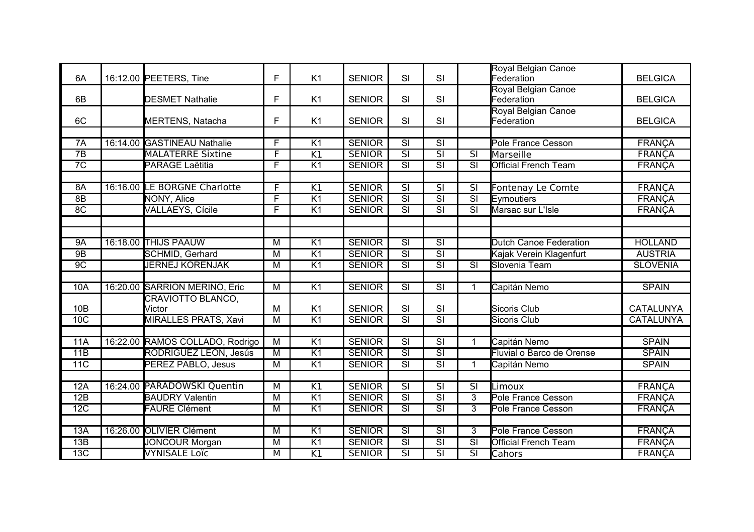| | | | | | | | | | | |
|---|---|---|---|---|---|---|---|---|---|---|
| 6A | 16:12.00 | PEETERS, Tine | F | K1 | SENIOR | SI | SI | | Royal Belgian Canoe Federation | BELGICA |
| 6B | | DESMET Nathalie | F | K1 | SENIOR | SI | SI | | Royal Belgian Canoe Federation | BELGICA |
| 6C | | MERTENS, Natacha | F | K1 | SENIOR | SI | SI | | Royal Belgian Canoe Federation | BELGICA |
| | | | | | | | | | | |
| 7A | 16:14.00 | GASTINEAU Nathalie | F | K1 | SENIOR | SI | SI | | Pole France Cesson | FRANÇA |
| 7B | | MALATERRE Sixtine | F | K1 | SENIOR | SI | SI | SI | Marseille | FRANÇA |
| 7C | | PARAGE Laëtitia | F | K1 | SENIOR | SI | SI | SI | Official French Team | FRANÇA |
| | | | | | | | | | | |
| 8A | 16:16.00 | LE BORGNE Charlotte | F | K1 | SENIOR | SI | SI | SI | Fontenay Le Comte | FRANÇA |
| 8B | | NONY, Alice | F | K1 | SENIOR | SI | SI | SI | Eymoutiers | FRANÇA |
| 8C | | VALLAEYS, Cícile | F | K1 | SENIOR | SI | SI | SI | Marsac sur L'Isle | FRANÇA |
| | | | | | | | | | | |
| | | | | | | | | | | |
| 9A | 16:18.00 | THIJS PAAUW | M | K1 | SENIOR | SI | SI | | Dutch Canoe Federation | HOLLAND |
| 9B | | SCHMID, Gerhard | M | K1 | SENIOR | SI | SI | | Kajak Verein Klagenfurt | AUSTRIA |
| 9C | | JERNEJ KORENJAK | M | K1 | SENIOR | SI | SI | SI | Slovenia Team | SLOVENIA |
| | | | | | | | | | | |
| 10A | 16:20.00 | SARRION MERINO, Eric | M | K1 | SENIOR | SI | SI | 1 | Capitán Nemo | SPAIN |
| 10B | | CRAVIOTTO BLANCO, Victor | M | K1 | SENIOR | SI | SI | | Sicoris Club | CATALUNYA |
| 10C | | MIRALLES PRATS, Xavi | M | K1 | SENIOR | SI | SI | | Sicoris Club | CATALUNYA |
| | | | | | | | | | | |
| 11A | 16:22.00 | RAMOS COLLADO, Rodrigo | M | K1 | SENIOR | SI | SI | 1 | Capitán Nemo | SPAIN |
| 11B | | RODRIGUEZ LEON, Jesús | M | K1 | SENIOR | SI | SI | | Fluvial o Barco de Orense | SPAIN |
| 11C | | PEREZ PABLO, Jesus | M | K1 | SENIOR | SI | SI | 1 | Capitán Nemo | SPAIN |
| | | | | | | | | | | |
| 12A | 16:24.00 | PARADOWSKI Quentin | M | K1 | SENIOR | SI | SI | SI | Limoux | FRANÇA |
| 12B | | BAUDRY Valentin | M | K1 | SENIOR | SI | SI | 3 | Pole France Cesson | FRANÇA |
| 12C | | FAURE Clément | M | K1 | SENIOR | SI | SI | 3 | Pole France Cesson | FRANÇA |
| | | | | | | | | | | |
| 13A | 16:26.00 | OLIVIER Clément | M | K1 | SENIOR | SI | SI | 3 | Pole France Cesson | FRANÇA |
| 13B | | JONCOUR Morgan | M | K1 | SENIOR | SI | SI | SI | Official French Team | FRANÇA |
| 13C | | VYNISALE Loïc | M | K1 | SENIOR | SI | SI | SI | Cahors | FRANÇA |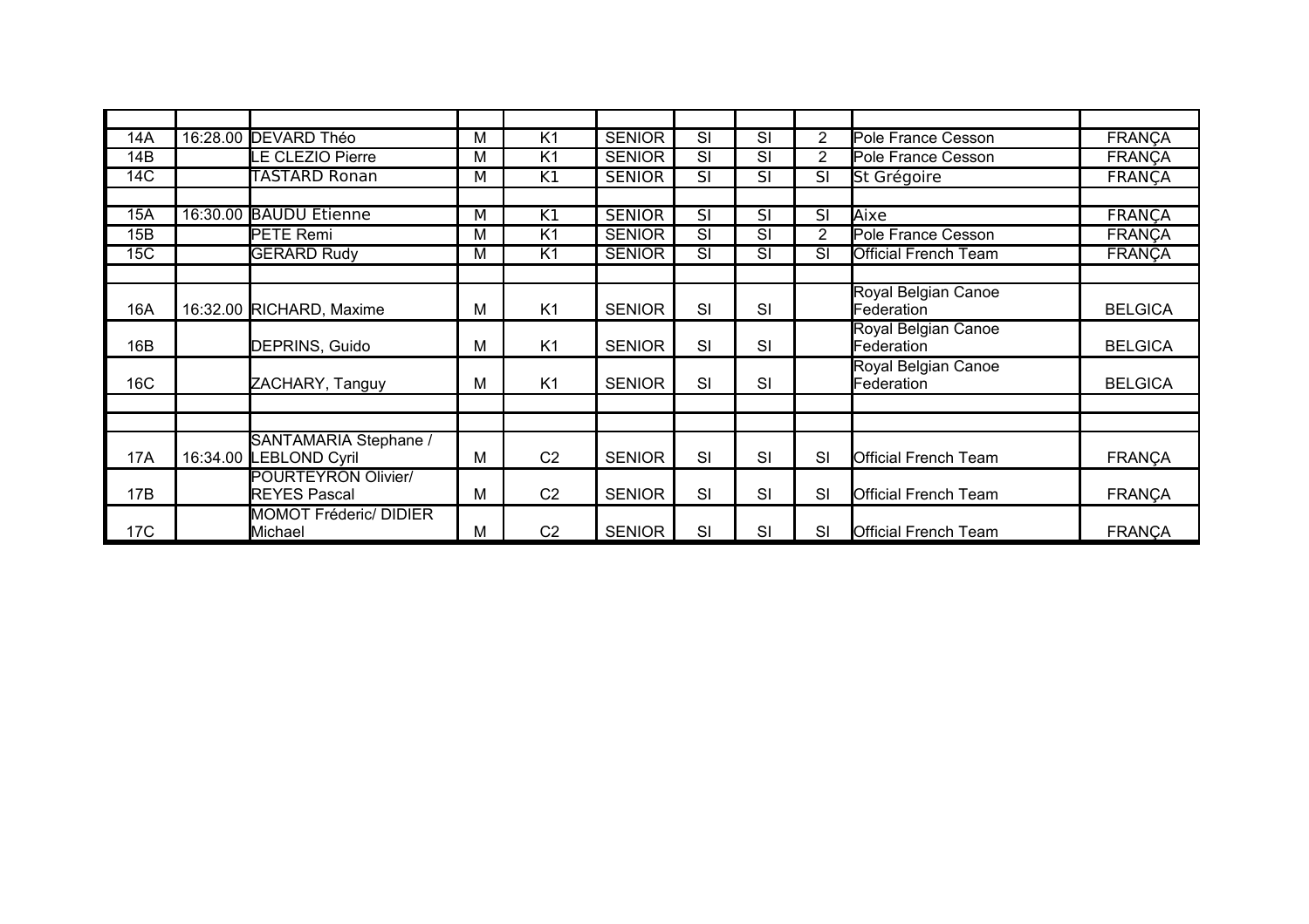| | | | | | | | | | | |
|---|---|---|---|---|---|---|---|---|---|---|
| 14A | 16:28.00 | DEVARD Théo | M | K1 | SENIOR | SI | SI | 2 | Pole France Cesson | FRANÇA |
| 14B | | LE CLEZIO Pierre | M | K1 | SENIOR | SI | SI | 2 | Pole France Cesson | FRANÇA |
| 14C | | TASTARD Ronan | M | K1 | SENIOR | SI | SI | SI | St Grégoire | FRANÇA |
| | | | | | | | | | | |
| 15A | 16:30.00 | BAUDU Etienne | M | K1 | SENIOR | SI | SI | SI | Aixe | FRANÇA |
| 15B | | PETE Remi | M | K1 | SENIOR | SI | SI | 2 | Pole France Cesson | FRANÇA |
| 15C | | GERARD Rudy | M | K1 | SENIOR | SI | SI | SI | Official French Team | FRANÇA |
| | | | | | | | | | | |
| 16A | 16:32.00 | RICHARD, Maxime | M | K1 | SENIOR | SI | SI | | Royal Belgian Canoe Federation | BELGICA |
| 16B | | DEPRINS, Guido | M | K1 | SENIOR | SI | SI | | Royal Belgian Canoe Federation | BELGICA |
| 16C | | ZACHARY, Tanguy | M | K1 | SENIOR | SI | SI | | Royal Belgian Canoe Federation | BELGICA |
| | | | | | | | | | | |
| | | | | | | | | | | |
| 17A | 16:34.00 | SANTAMARIA Stephane / LEBLOND Cyril | M | C2 | SENIOR | SI | SI | SI | Official French Team | FRANÇA |
| 17B | | POURTEYRON Olivier/ REYES Pascal | M | C2 | SENIOR | SI | SI | SI | Official French Team | FRANÇA |
| 17C | | MOMOT Fréderic/ DIDIER Michael | M | C2 | SENIOR | SI | SI | SI | Official French Team | FRANÇA |